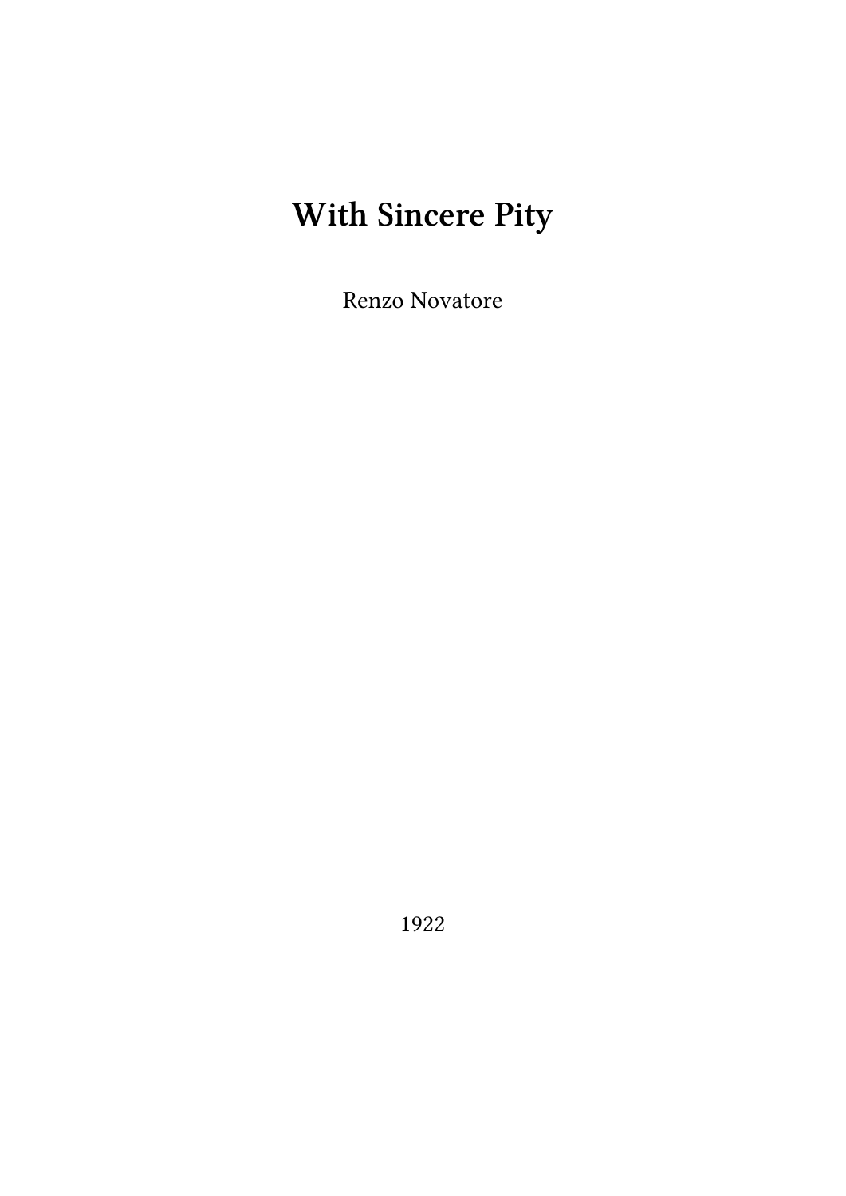# With Sincere Pity

Renzo Novatore

1922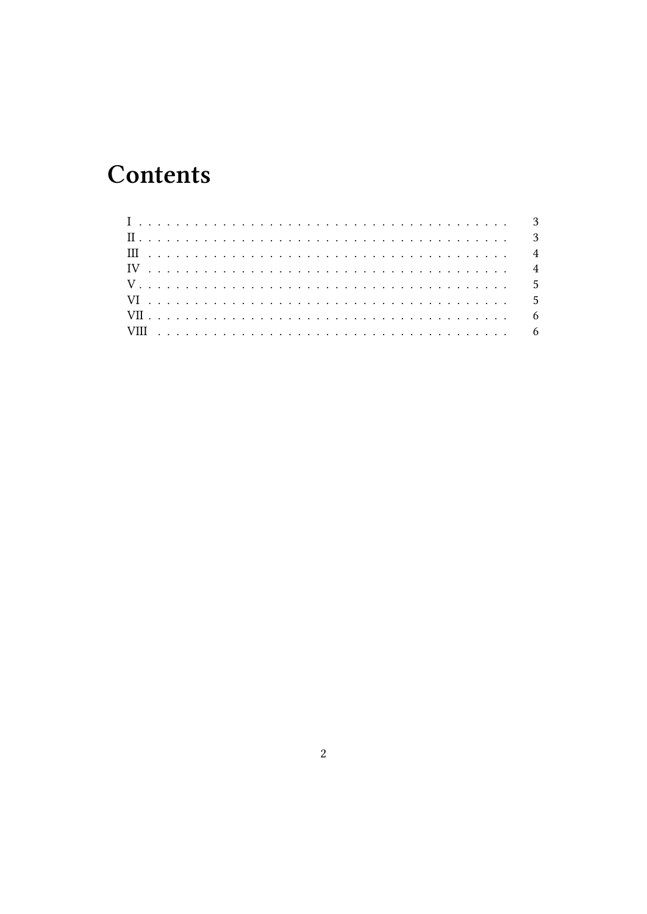# Contents

- I ........................................ 3
- II ........................................ 3
- III ........................................ 4
- IV ........................................ 4
- V ........................................ 5
- VI ........................................ 5
- VII ........................................ 6
- VIII ........................................ 6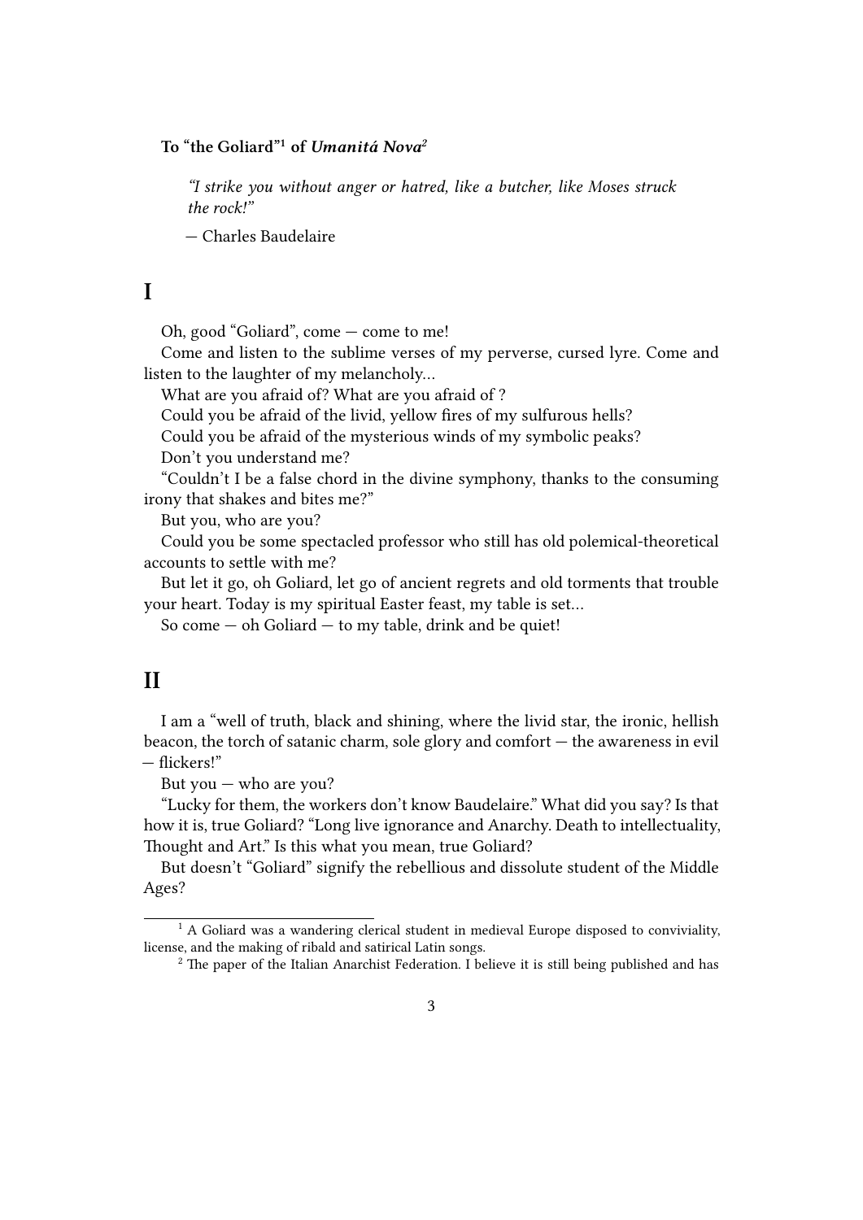**To "the Goliard"[1] of *Umanitá Nova*[2]**

> *"I strike you without anger or hatred, like a butcher, like Moses struck the rock!"*
>
> — Charles Baudelaire

# I

Oh, good "Goliard", come — come to me!

Come and listen to the sublime verses of my perverse, cursed lyre. Come and listen to the laughter of my melancholy…

What are you afraid of? What are you afraid of ?

Could you be afraid of the livid, yellow fires of my sulfurous hells?

Could you be afraid of the mysterious winds of my symbolic peaks?

Don't you understand me?

"Couldn't I be a false chord in the divine symphony, thanks to the consuming irony that shakes and bites me?"

But you, who are you?

Could you be some spectacled professor who still has old polemical-theoretical accounts to settle with me?

But let it go, oh Goliard, let go of ancient regrets and old torments that trouble your heart. Today is my spiritual Easter feast, my table is set…

So come — oh Goliard — to my table, drink and be quiet!

# II

I am a "well of truth, black and shining, where the livid star, the ironic, hellish beacon, the torch of satanic charm, sole glory and comfort — the awareness in evil — flickers!"

But you — who are you?

"Lucky for them, the workers don't know Baudelaire." What did you say? Is that how it is, true Goliard? "Long live ignorance and Anarchy. Death to intellectuality, Thought and Art." Is this what you mean, true Goliard?

But doesn't "Goliard" signify the rebellious and dissolute student of the Middle Ages?

[1] A Goliard was a wandering clerical student in medieval Europe disposed to conviviality, license, and the making of ribald and satirical Latin songs.

[2] The paper of the Italian Anarchist Federation. I believe it is still being published and has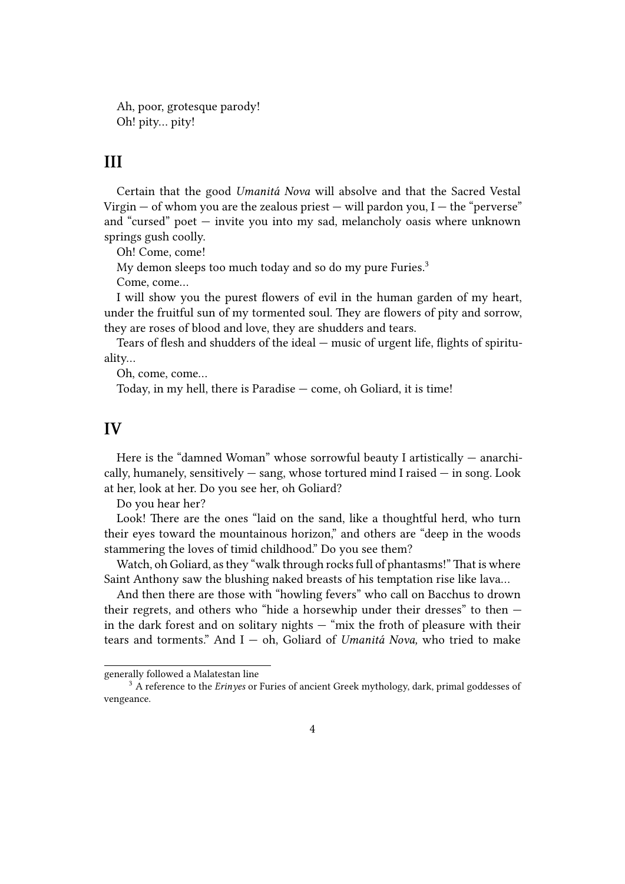Ah, poor, grotesque parody!
Oh! pity… pity!

## III

Certain that the good *Umanitá Nova* will absolve and that the Sacred Vestal Virgin — of whom you are the zealous priest — will pardon you, I — the "perverse" and "cursed" poet — invite you into my sad, melancholy oasis where unknown springs gush coolly.

Oh! Come, come!

My demon sleeps too much today and so do my pure Furies.[3]

Come, come…

I will show you the purest flowers of evil in the human garden of my heart, under the fruitful sun of my tormented soul. They are flowers of pity and sorrow, they are roses of blood and love, they are shudders and tears.

Tears of flesh and shudders of the ideal — music of urgent life, flights of spirituality…

Oh, come, come…

Today, in my hell, there is Paradise — come, oh Goliard, it is time!

## IV

Here is the "damned Woman" whose sorrowful beauty I artistically — anarchically, humanely, sensitively — sang, whose tortured mind I raised — in song. Look at her, look at her. Do you see her, oh Goliard?

Do you hear her?

Look! There are the ones "laid on the sand, like a thoughtful herd, who turn their eyes toward the mountainous horizon," and others are "deep in the woods stammering the loves of timid childhood." Do you see them?

Watch, oh Goliard, as they "walk through rocks full of phantasms!" That is where Saint Anthony saw the blushing naked breasts of his temptation rise like lava…

And then there are those with "howling fevers" who call on Bacchus to drown their regrets, and others who "hide a horsewhip under their dresses" to then — in the dark forest and on solitary nights — "mix the froth of pleasure with their tears and torments." And I — oh, Goliard of *Umanitá Nova,* who tried to make

---

generally followed a Malatestan line

[3] A reference to the *Erinyes* or Furies of ancient Greek mythology, dark, primal goddesses of vengeance.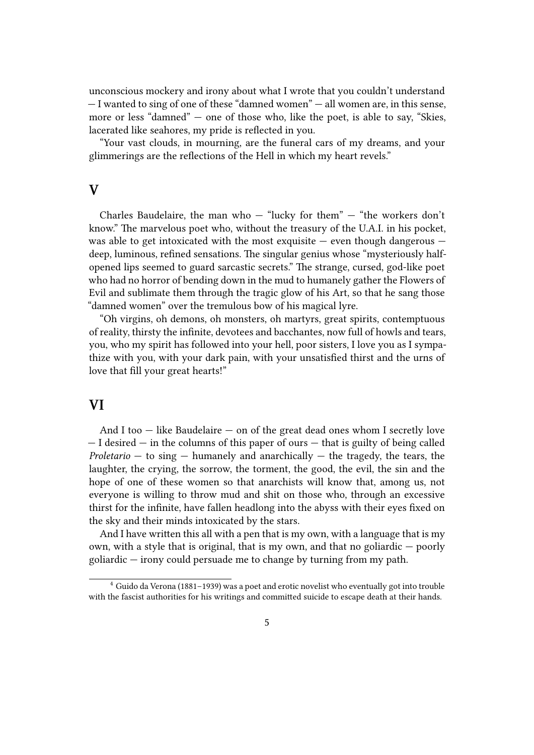unconscious mockery and irony about what I wrote that you couldn't understand — I wanted to sing of one of these "damned women" — all women are, in this sense, more or less "damned" — one of those who, like the poet, is able to say, "Skies, lacerated like seahores, my pride is reflected in you.

"Your vast clouds, in mourning, are the funeral cars of my dreams, and your glimmerings are the reflections of the Hell in which my heart revels."

## V

Charles Baudelaire, the man who — "lucky for them" — "the workers don't know." The marvelous poet who, without the treasury of the U.A.I. in his pocket, was able to get intoxicated with the most exquisite — even though dangerous — deep, luminous, refined sensations. The singular genius whose "mysteriously half-opened lips seemed to guard sarcastic secrets." The strange, cursed, god-like poet who had no horror of bending down in the mud to humanely gather the Flowers of Evil and sublimate them through the tragic glow of his Art, so that he sang those "damned women" over the tremulous bow of his magical lyre.

"Oh virgins, oh demons, oh monsters, oh martyrs, great spirits, contemptuous of reality, thirsty the infinite, devotees and bacchantes, now full of howls and tears, you, who my spirit has followed into your hell, poor sisters, I love you as I sympathize with you, with your dark pain, with your unsatisfied thirst and the urns of love that fill your great hearts!"

## VI

And I too — like Baudelaire — on of the great dead ones whom I secretly love — I desired — in the columns of this paper of ours — that is guilty of being called *Proletario* — to sing — humanely and anarchically — the tragedy, the tears, the laughter, the crying, the sorrow, the torment, the good, the evil, the sin and the hope of one of these women so that anarchists will know that, among us, not everyone is willing to throw mud and shit on those who, through an excessive thirst for the infinite, have fallen headlong into the abyss with their eyes fixed on the sky and their minds intoxicated by the stars.

And I have written this all with a pen that is my own, with a language that is my own, with a style that is original, that is my own, and that no goliardic — poorly goliardic — irony could persuade me to change by turning from my path.

[4] Guido da Verona (1881–1939) was a poet and erotic novelist who eventually got into trouble with the fascist authorities for his writings and committed suicide to escape death at their hands.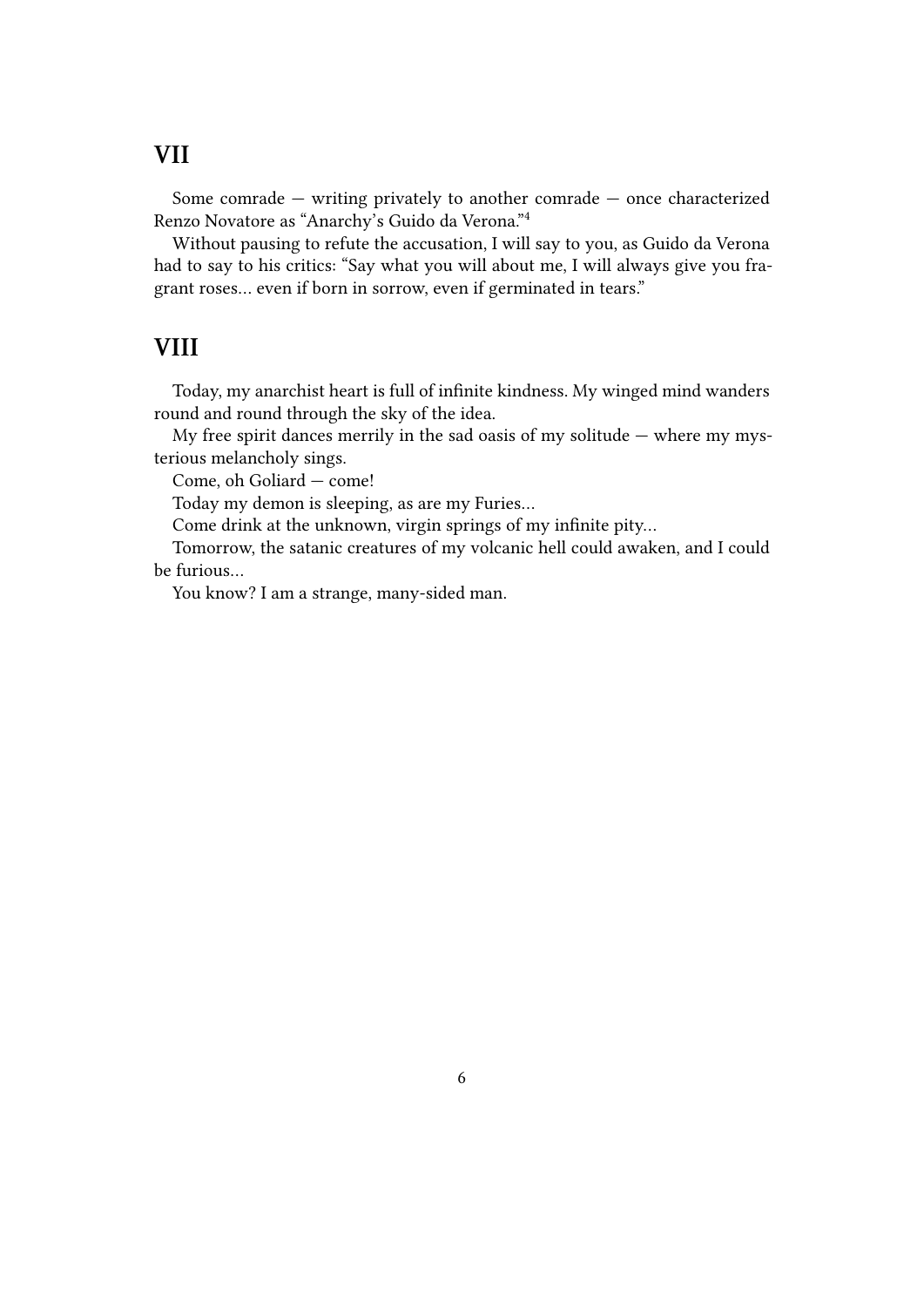## VII

Some comrade — writing privately to another comrade — once characterized Renzo Novatore as "Anarchy's Guido da Verona."[4]

Without pausing to refute the accusation, I will say to you, as Guido da Verona had to say to his critics: "Say what you will about me, I will always give you fragrant roses… even if born in sorrow, even if germinated in tears."

## VIII

Today, my anarchist heart is full of infinite kindness. My winged mind wanders round and round through the sky of the idea.

My free spirit dances merrily in the sad oasis of my solitude — where my mysterious melancholy sings.

Come, oh Goliard — come!

Today my demon is sleeping, as are my Furies…

Come drink at the unknown, virgin springs of my infinite pity…

Tomorrow, the satanic creatures of my volcanic hell could awaken, and I could be furious…

You know? I am a strange, many-sided man.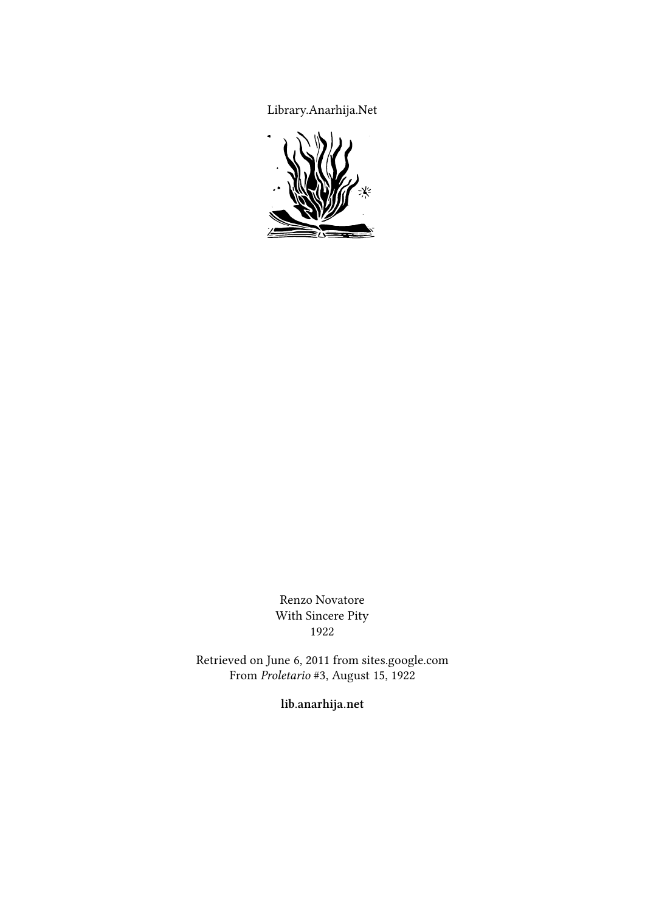Library.Anarhija.Net

Renzo Novatore
With Sincere Pity
1922

Retrieved on June 6, 2011 from sites.google.com
From *Proletario* #3, August 15, 1922

**lib.anarhija.net**